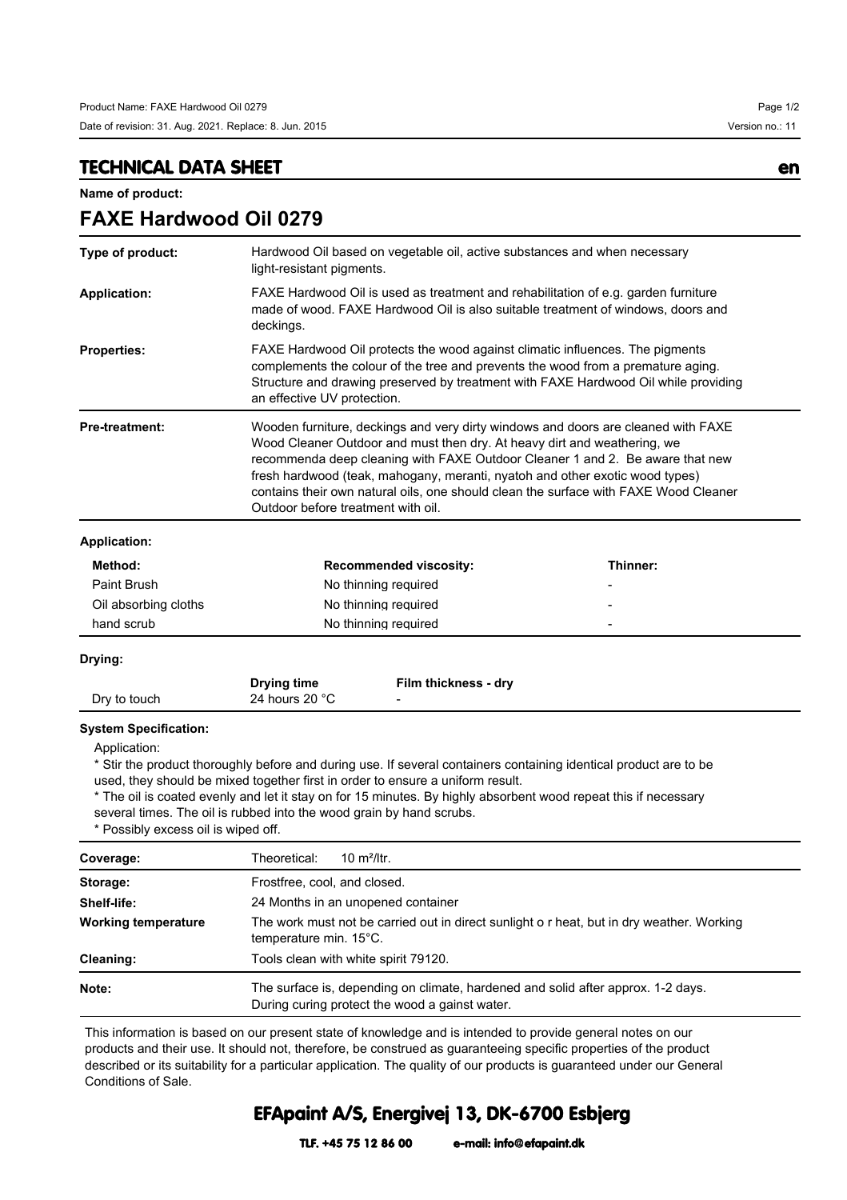## TECHNICAL DATA SHEET

en

**Name of product:**

# FAXE Hardwood Oil 0279

| | |
|---|---|
| **Type of product:** | Hardwood Oil based on vegetable oil, active substances and when necessary light-resistant pigments. |
| **Application:** | FAXE Hardwood Oil is used as treatment and rehabilitation of e.g. garden furniture made of wood. FAXE Hardwood Oil is also suitable treatment of windows, doors and deckings. |
| **Properties:** | FAXE Hardwood Oil protects the wood against climatic influences. The pigments complements the colour of the tree and prevents the wood from a premature aging. Structure and drawing preserved by treatment with FAXE Hardwood Oil while providing an effective UV protection. |
| **Pre-treatment:** | Wooden furniture, deckings and very dirty windows and doors are cleaned with FAXE Wood Cleaner Outdoor and must then dry. At heavy dirt and weathering, we recommenda deep cleaning with FAXE Outdoor Cleaner 1 and 2. Be aware that new fresh hardwood (teak, mahogany, meranti, nyatoh and other exotic wood types) contains their own natural oils, one should clean the surface with FAXE Wood Cleaner Outdoor before treatment with oil. |

**Application:**

| Method: | Recommended viscosity: | Thinner: |
|---|---|---|
| Paint Brush | No thinning required | - |
| Oil absorbing cloths | No thinning required | - |
| hand scrub | No thinning required | - |

**Drying:**

| | Drying time | Film thickness - dry |
|---|---|---|
| Dry to touch | 24 hours 20 °C | - |

**System Specification:**

Application:

* Stir the product thoroughly before and during use. If several containers containing identical product are to be used, they should be mixed together first in order to ensure a uniform result.
* The oil is coated evenly and let it stay on for 15 minutes. By highly absorbent wood repeat this if necessary several times. The oil is rubbed into the wood grain by hand scrubs.
* Possibly excess oil is wiped off.

| | |
|---|---|
| **Coverage:** | Theoretical: 10 m²/ltr. |
| **Storage:** | Frostfree, cool, and closed. |
| **Shelf-life:** | 24 Months in an unopened container |
| **Working temperature** | The work must not be carried out in direct sunlight o r heat, but in dry weather. Working temperature min. 15°C. |
| **Cleaning:** | Tools clean with white spirit 79120. |
| **Note:** | The surface is, depending on climate, hardened and solid after approx. 1-2 days. During curing protect the wood a gainst water. |

This information is based on our present state of knowledge and is intended to provide general notes on our products and their use. It should not, therefore, be construed as guaranteeing specific properties of the product described or its suitability for a particular application. The quality of our products is guaranteed under our General Conditions of Sale.

**EFApaint A/S, Energivej 13, DK-6700 Esbjerg**

**TLF. +45 75 12 86 00 e-mail: info@efapaint.dk**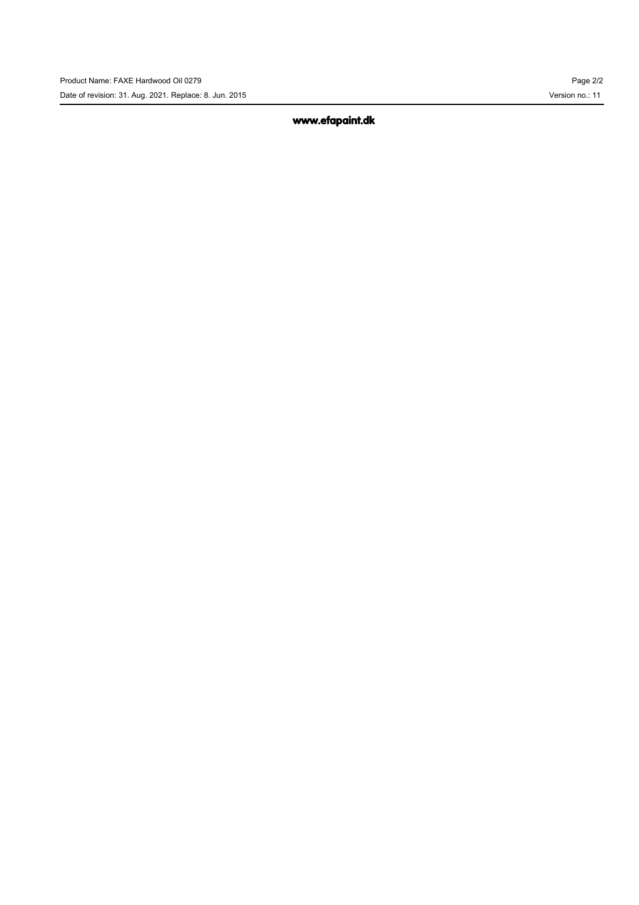www.efapaint.dk